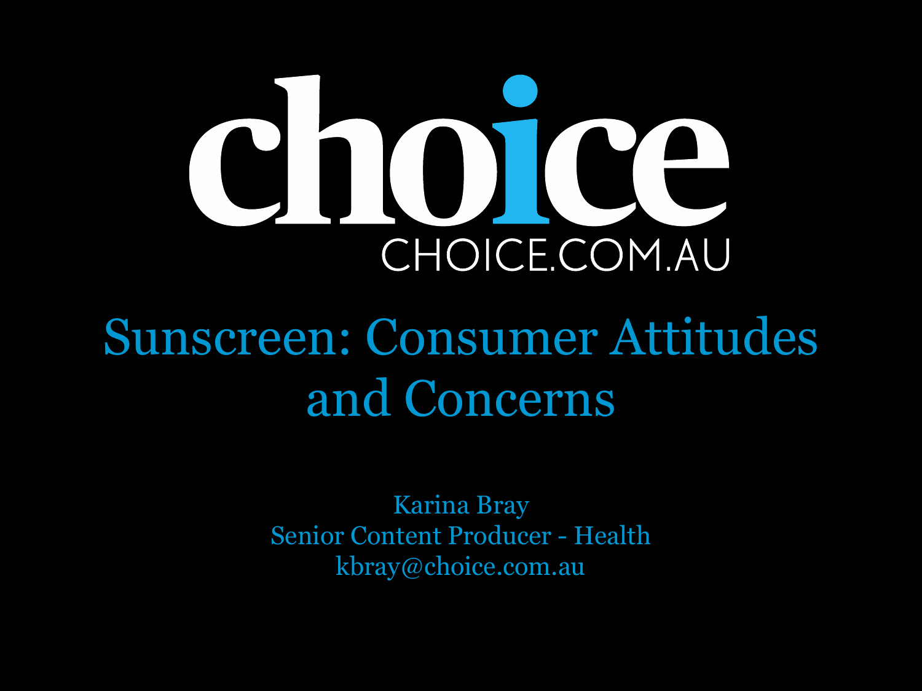choice

CHOICE.COM.AU

# Sunscreen: Consumer Attitudes and Concerns

Karina Bray
Senior Content Producer - Health
kbray@choice.com.au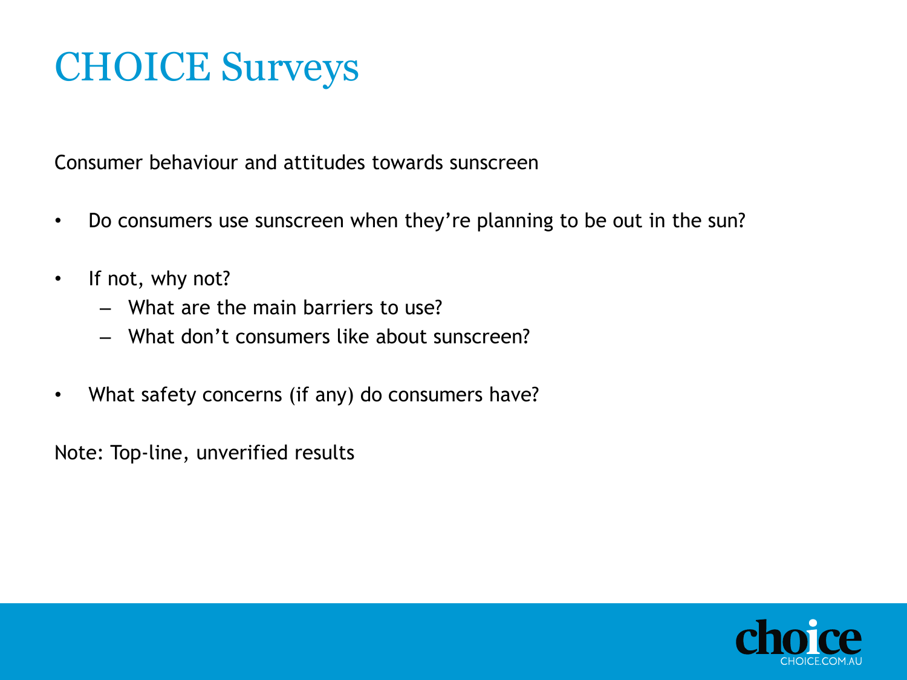# CHOICE Surveys

Consumer behaviour and attitudes towards sunscreen

- Do consumers use sunscreen when they're planning to be out in the sun?
- If not, why not?
  - What are the main barriers to use?
  - What don't consumers like about sunscreen?
- What safety concerns (if any) do consumers have?

Note: Top-line, unverified results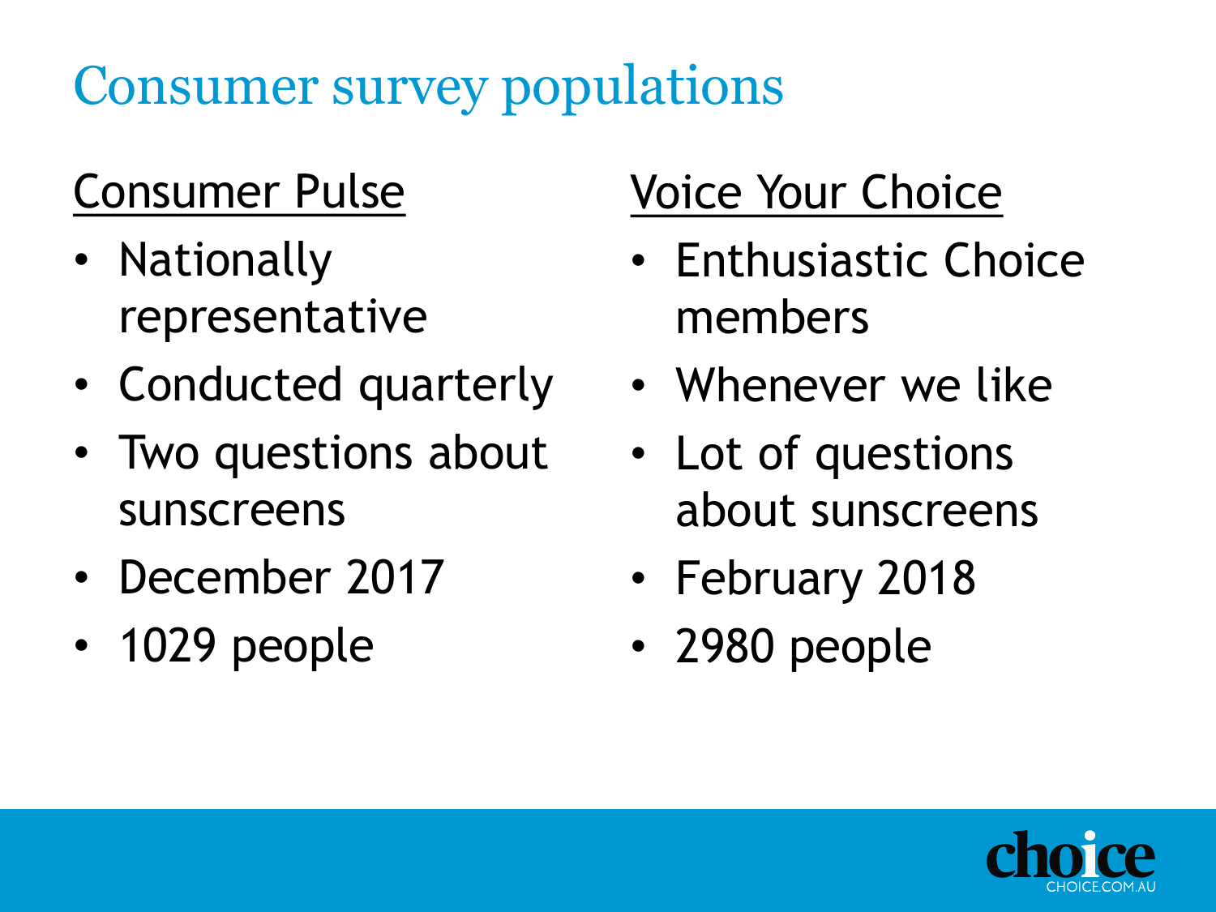# Consumer survey populations

<u>Consumer Pulse</u>

- Nationally representative
- Conducted quarterly
- Two questions about sunscreens
- December 2017
- 1029 people

<u>Voice Your Choice</u>

- Enthusiastic Choice members
- Whenever we like
- Lot of questions about sunscreens
- February 2018
- 2980 people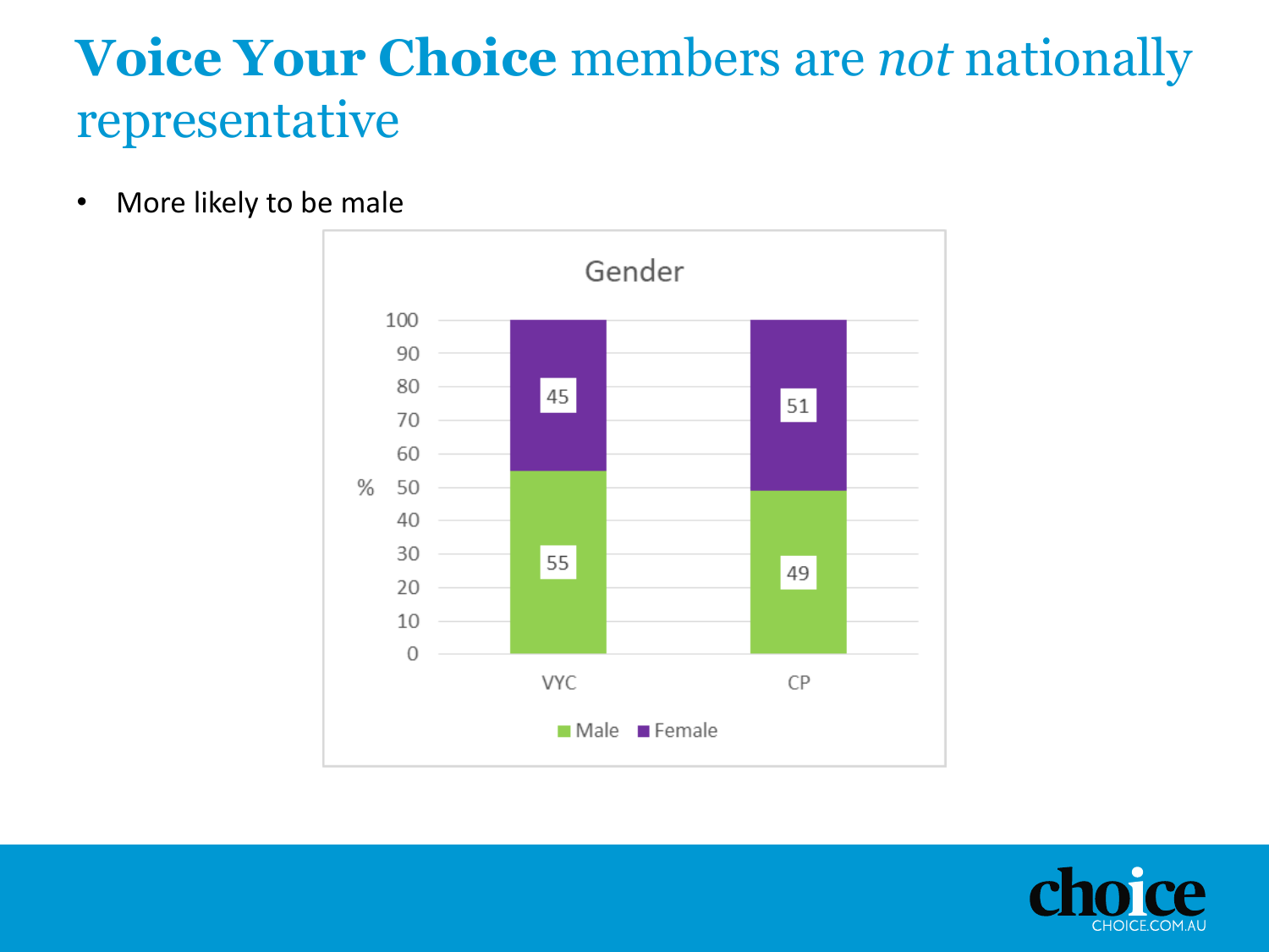# **Voice Your Choice** members are *not* nationally representative

- More likely to be male

**Gender**

| % | VYC | CP |
|---|---|---|
| Male | 55 | 49 |
| Female | 45 | 51 |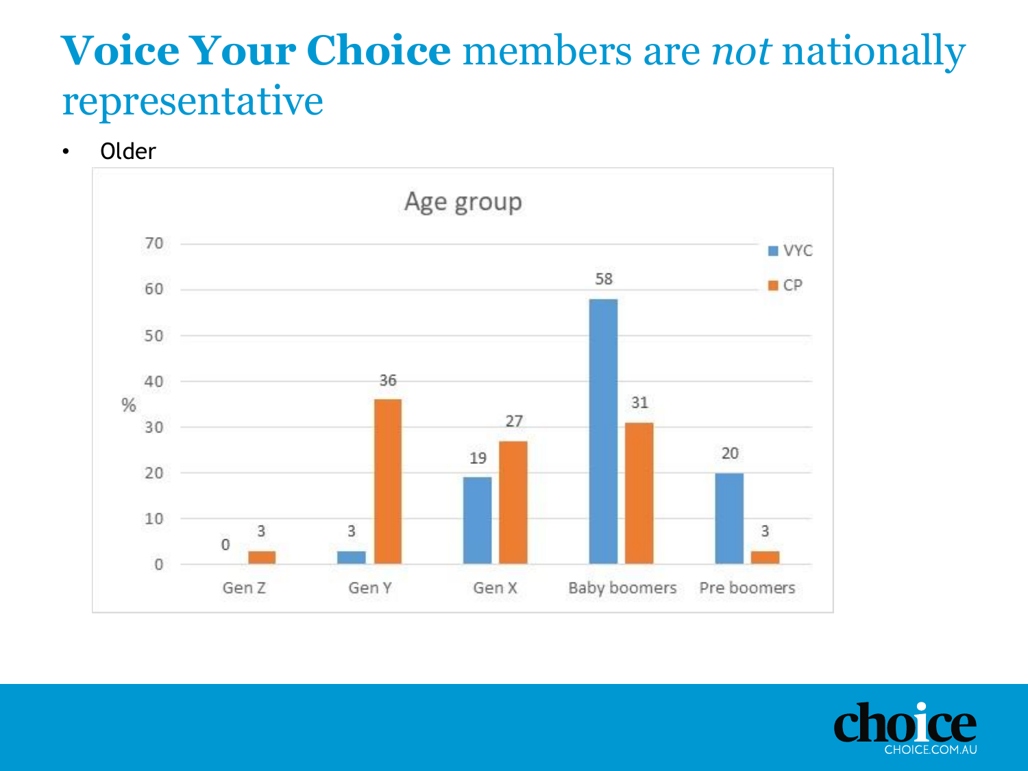# **Voice Your Choice** members are *not* nationally representative

- Older

**Age group**

| Age group | VYC (%) | CP (%) |
| --- | --- | --- |
| Gen Z | 0 | 3 |
| Gen Y | 3 | 36 |
| Gen X | 19 | 27 |
| Baby boomers | 58 | 31 |
| Pre boomers | 20 | 3 |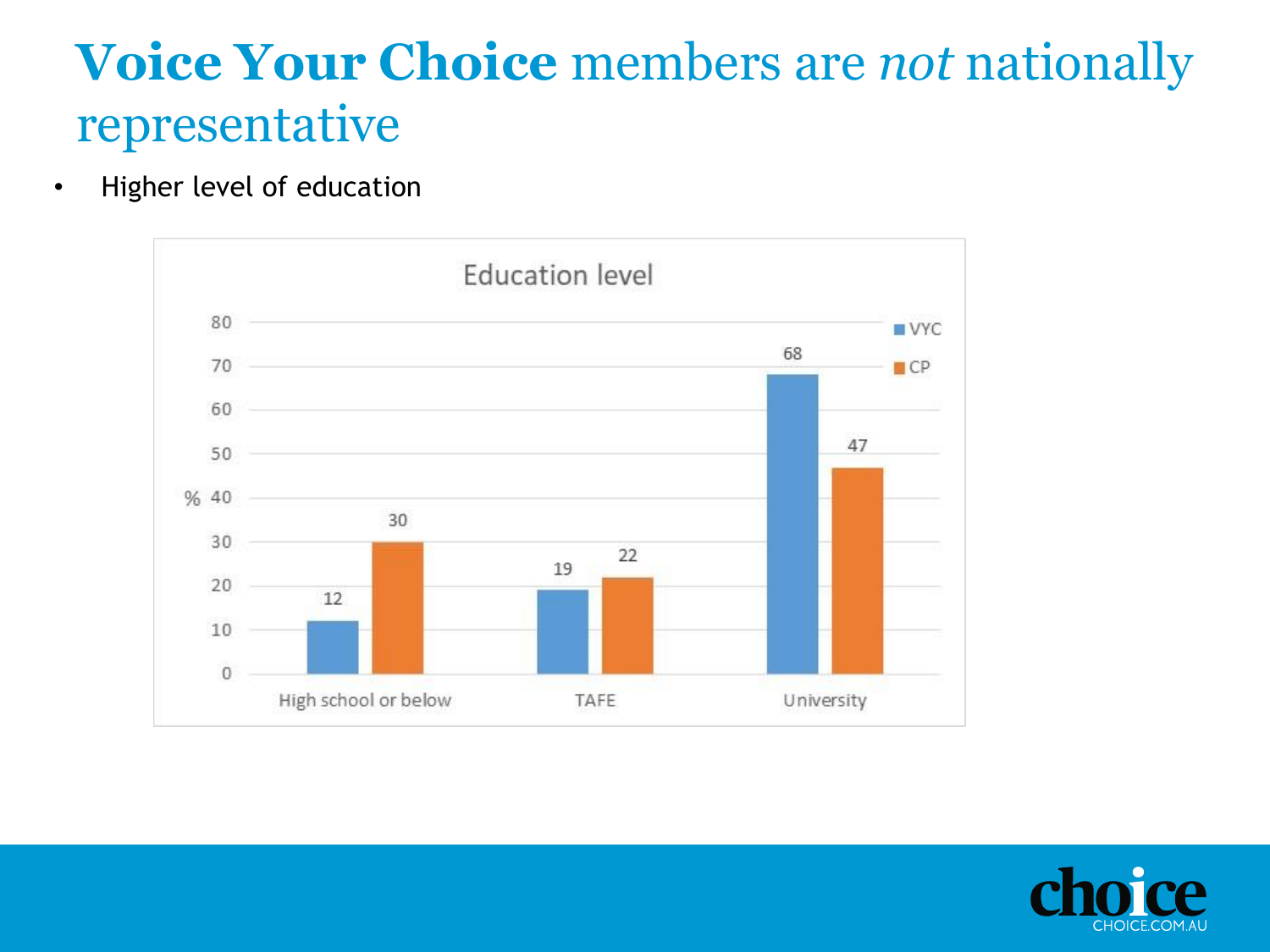# **Voice Your Choice** members are *not* nationally representative

- Higher level of education

**Education level**

| % | VYC | CP |
| --- | --- | --- |
| High school or below | 12 | 30 |
| TAFE | 19 | 22 |
| University | 68 | 47 |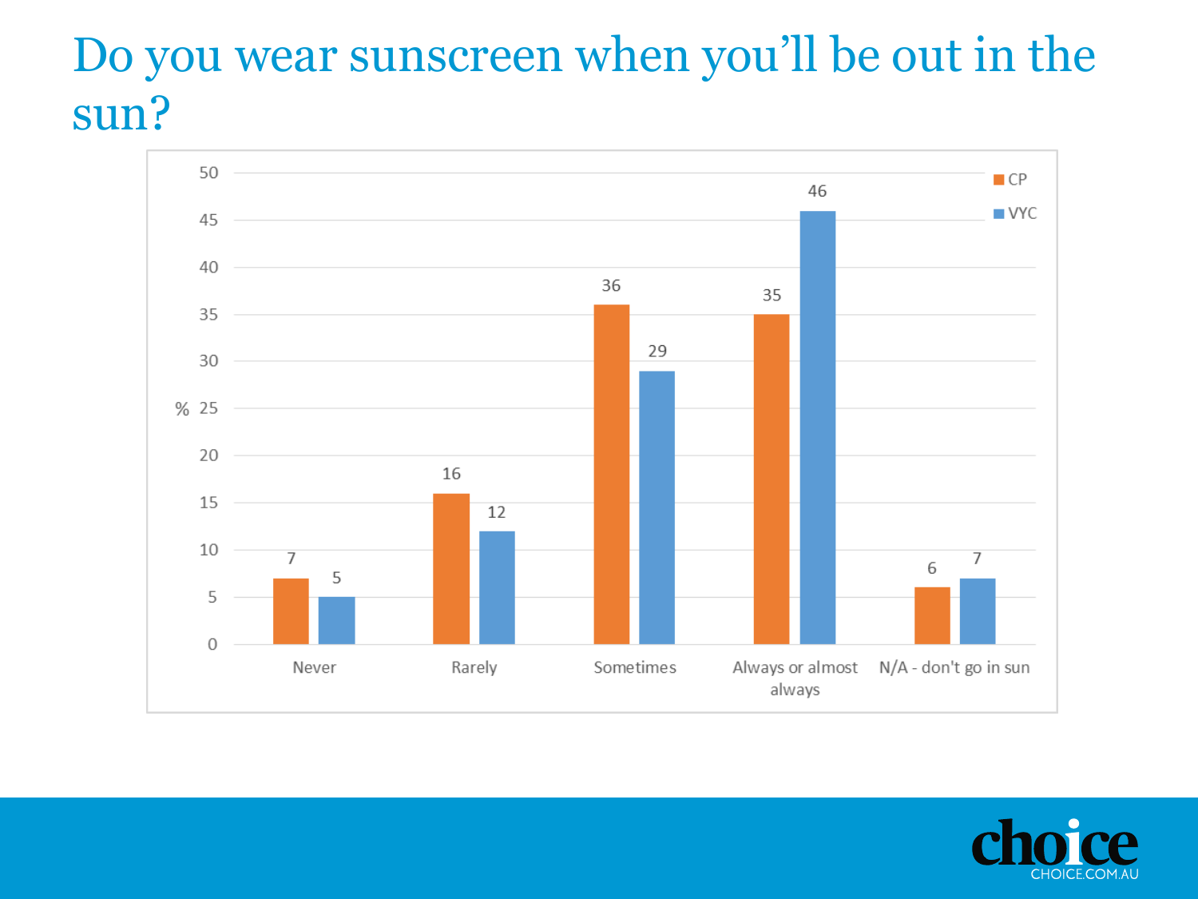# Do you wear sunscreen when you'll be out in the sun?

| % | CP | VYC |
|---|---|---|
| Never | 7 | 5 |
| Rarely | 16 | 12 |
| Sometimes | 36 | 29 |
| Always or almost always | 35 | 46 |
| N/A - don't go in sun | 6 | 7 |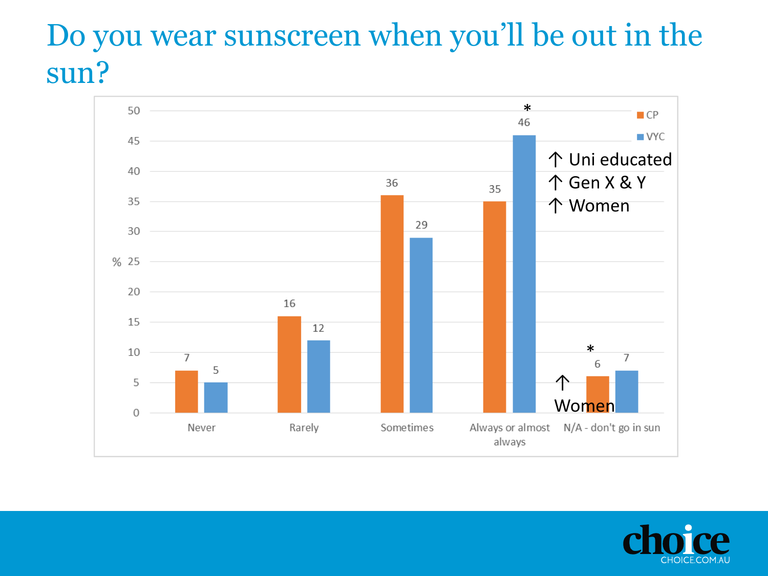# Do you wear sunscreen when you'll be out in the sun?

| % | Never | Rarely | Sometimes | Always or almost always | N/A - don't go in sun |
|---|---|---|---|---|---|
| CP | 7 | 16 | 36 | 35 | 6* |
| VYC | 5 | 12 | 29 | 46* | 7 |

Always or almost always (VYC): ↑ Uni educated, ↑ Gen X & Y, ↑ Women

N/A - don't go in sun (CP): ↑ Women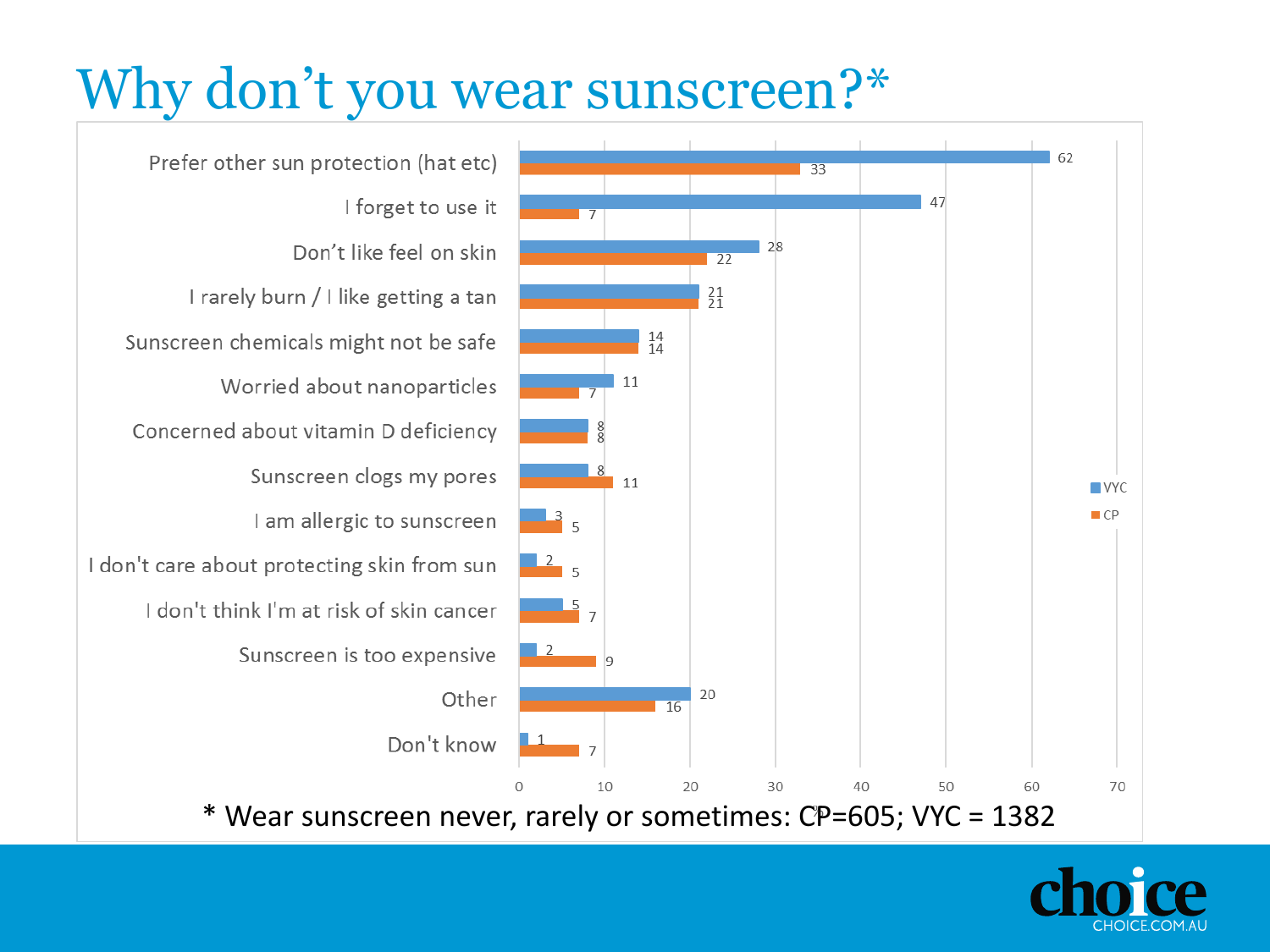# Why don't you wear sunscreen?*

| Reason | VYC | CP |
|---|---|---|
| Prefer other sun protection (hat etc) | 62 | 33 |
| I forget to use it | 47 | 7 |
| Don't like feel on skin | 28 | 22 |
| I rarely burn / I like getting a tan | 21 | 21 |
| Sunscreen chemicals might not be safe | 14 | 14 |
| Worried about nanoparticles | 11 | 7 |
| Concerned about vitamin D deficiency | 8 | 8 |
| Sunscreen clogs my pores | 8 | 11 |
| I am allergic to sunscreen | 3 | 5 |
| I don't care about protecting skin from sun | 2 | 5 |
| I don't think I'm at risk of skin cancer | 5 | 7 |
| Sunscreen is too expensive | 2 | 9 |
| Other | 20 | 16 |
| Don't know | 1 | 7 |

\* Wear sunscreen never, rarely or sometimes: CP=605; VYC = 1382

choice
CHOICE.COM.AU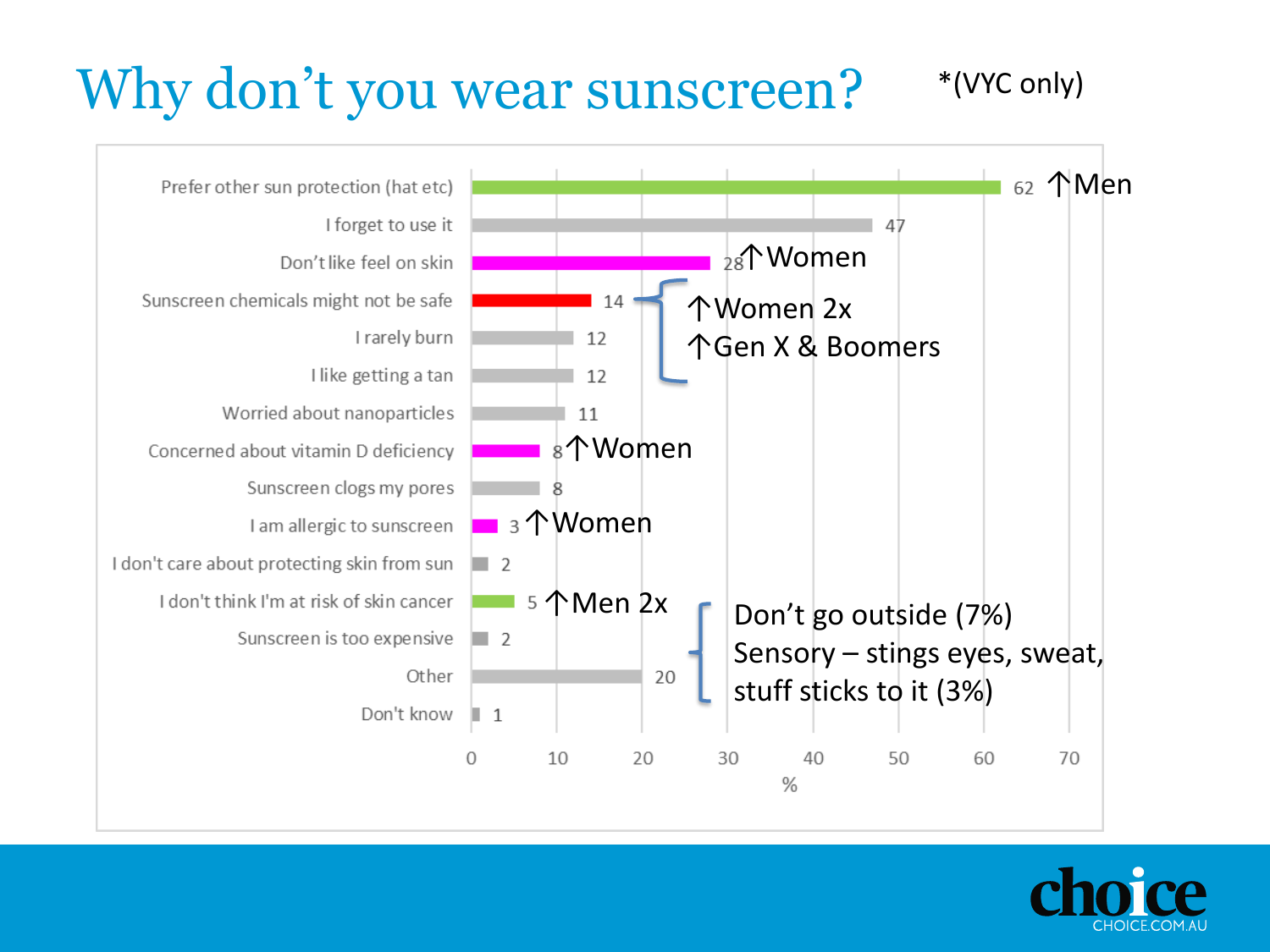# Why don't you wear sunscreen?

*(VYC only)

| Reason | % | Note |
|---|---|---|
| Prefer other sun protection (hat etc) | 62 | ↑Men |
| I forget to use it | 47 | |
| Don't like feel on skin | 28 | ↑Women |
| Sunscreen chemicals might not be safe | 14 | ↑Women 2x, ↑Gen X & Boomers |
| I rarely burn | 12 | ↑Women 2x, ↑Gen X & Boomers |
| I like getting a tan | 12 | ↑Women 2x, ↑Gen X & Boomers |
| Worried about nanoparticles | 11 | |
| Concerned about vitamin D deficiency | 8 | ↑Women |
| Sunscreen clogs my pores | 8 | |
| I am allergic to sunscreen | 3 | ↑Women |
| I don't care about protecting skin from sun | 2 | |
| I don't think I'm at risk of skin cancer | 5 | ↑Men 2x |
| Sunscreen is too expensive | 2 | |
| Other | 20 | |
| Don't know | 1 | |

Don't go outside (7%)
Sensory – stings eyes, sweat, stuff sticks to it (3%)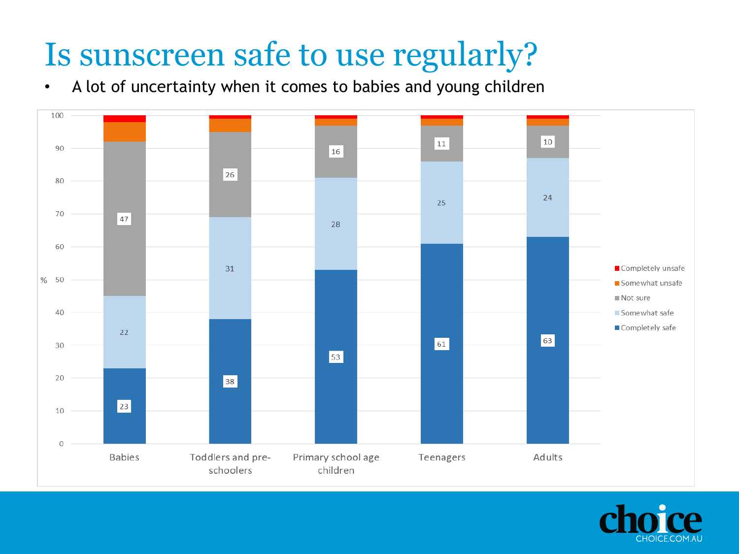# Is sunscreen safe to use regularly?

- A lot of uncertainty when it comes to babies and young children

| % | Babies | Toddlers and pre-schoolers | Primary school age children | Teenagers | Adults |
|---|---|---|---|---|---|
| Completely safe | 23 | 38 | 53 | 61 | 63 |
| Somewhat safe | 22 | 31 | 28 | 25 | 24 |
| Not sure | 47 | 26 | 16 | 11 | 10 |
| Somewhat unsafe | | | | | |
| Completely unsafe | | | | | |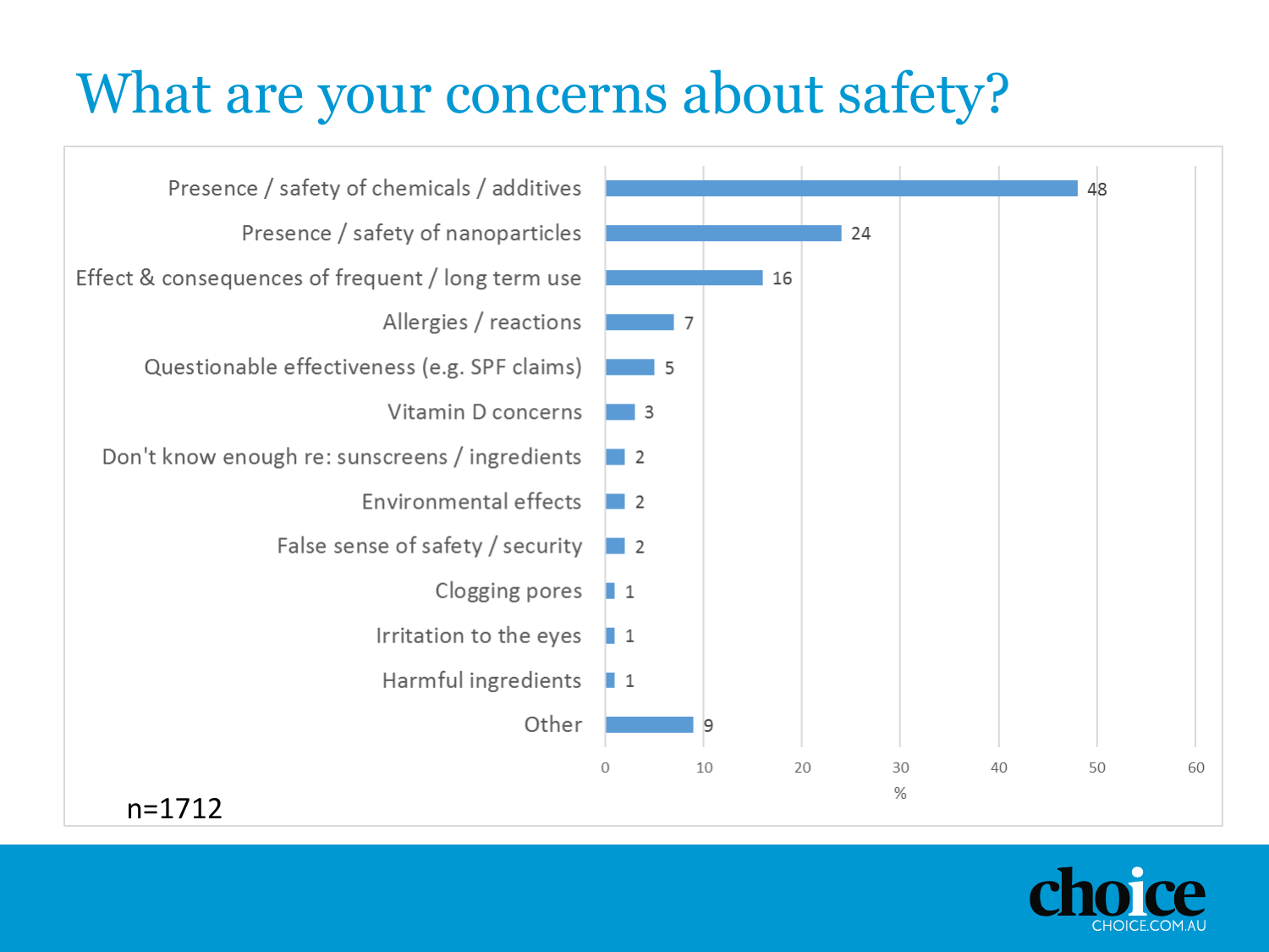# What are your concerns about safety?

| Concern | % |
|---|---|
| Presence / safety of chemicals / additives | 48 |
| Presence / safety of nanoparticles | 24 |
| Effect & consequences of frequent / long term use | 16 |
| Allergies / reactions | 7 |
| Questionable effectiveness (e.g. SPF claims) | 5 |
| Vitamin D concerns | 3 |
| Don't know enough re: sunscreens / ingredients | 2 |
| Environmental effects | 2 |
| False sense of safety / security | 2 |
| Clogging pores | 1 |
| Irritation to the eyes | 1 |
| Harmful ingredients | 1 |
| Other | 9 |

n=1712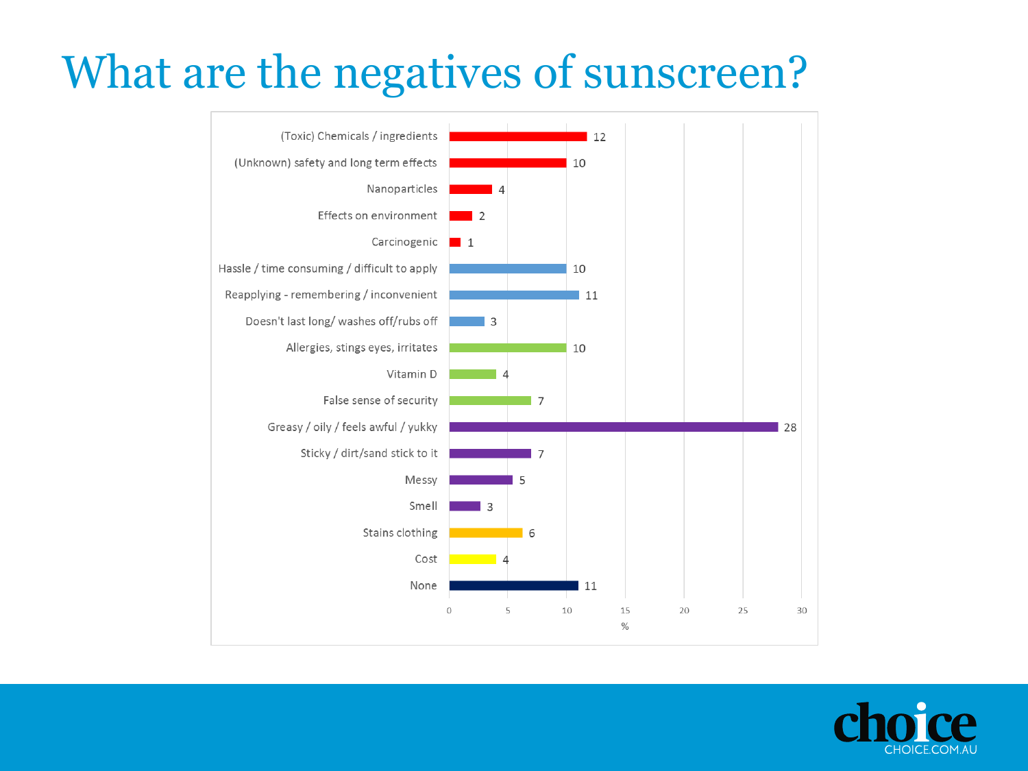# What are the negatives of sunscreen?

| Negative | % |
|---|---|
| (Toxic) Chemicals / ingredients | 12 |
| (Unknown) safety and long term effects | 10 |
| Nanoparticles | 4 |
| Effects on environment | 2 |
| Carcinogenic | 1 |
| Hassle / time consuming / difficult to apply | 10 |
| Reapplying - remembering / inconvenient | 11 |
| Doesn't last long/ washes off/rubs off | 3 |
| Allergies, stings eyes, irritates | 10 |
| Vitamin D | 4 |
| False sense of security | 7 |
| Greasy / oily / feels awful / yukky | 28 |
| Sticky / dirt/sand stick to it | 7 |
| Messy | 5 |
| Smell | 3 |
| Stains clothing | 6 |
| Cost | 4 |
| None | 11 |

choice CHOICE.COM.AU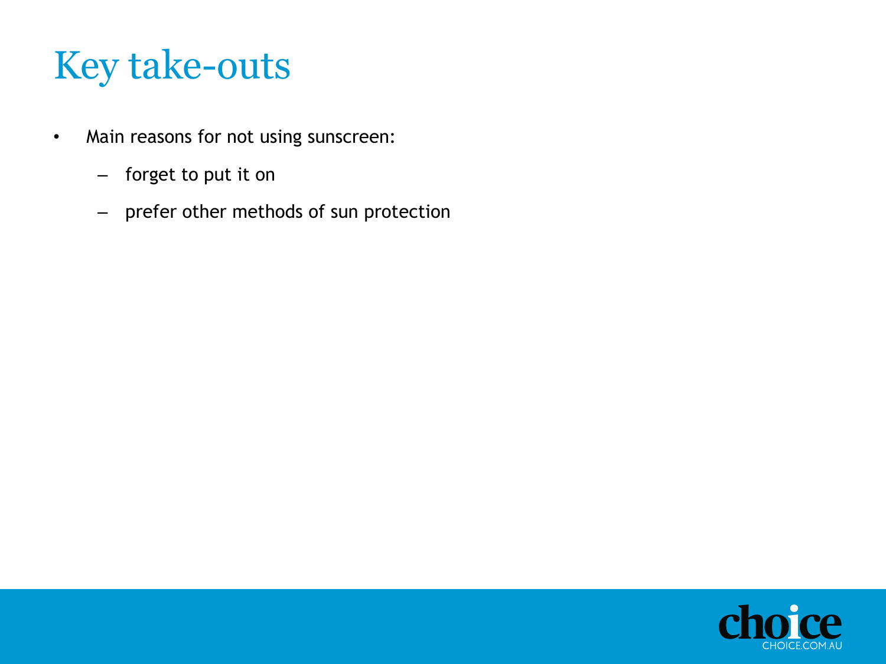# Key take-outs

- Main reasons for not using sunscreen:
  - forget to put it on
  - prefer other methods of sun protection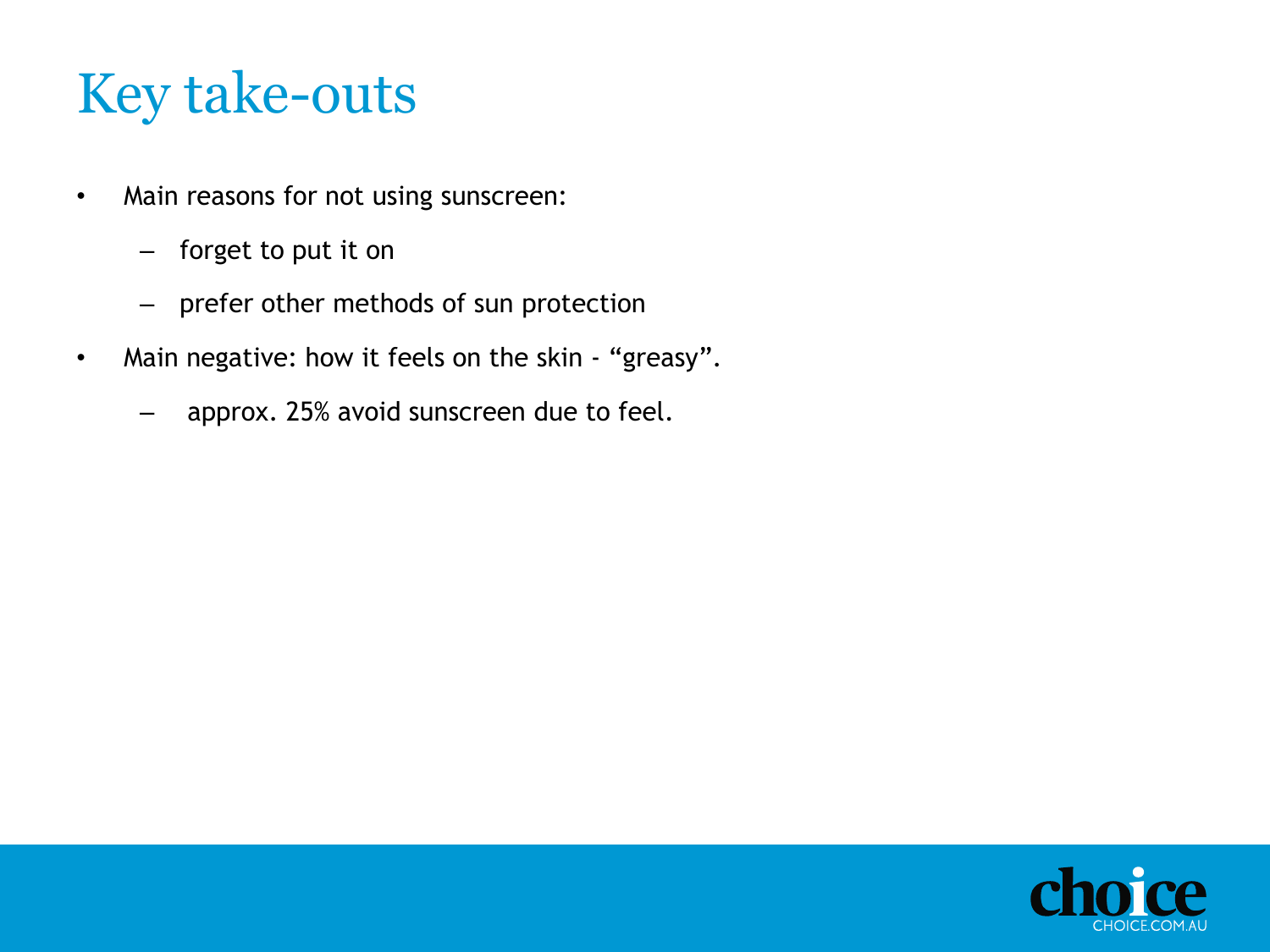# Key take-outs

- Main reasons for not using sunscreen:
  - forget to put it on
  - prefer other methods of sun protection
- Main negative: how it feels on the skin - “greasy”.
  - approx. 25% avoid sunscreen due to feel.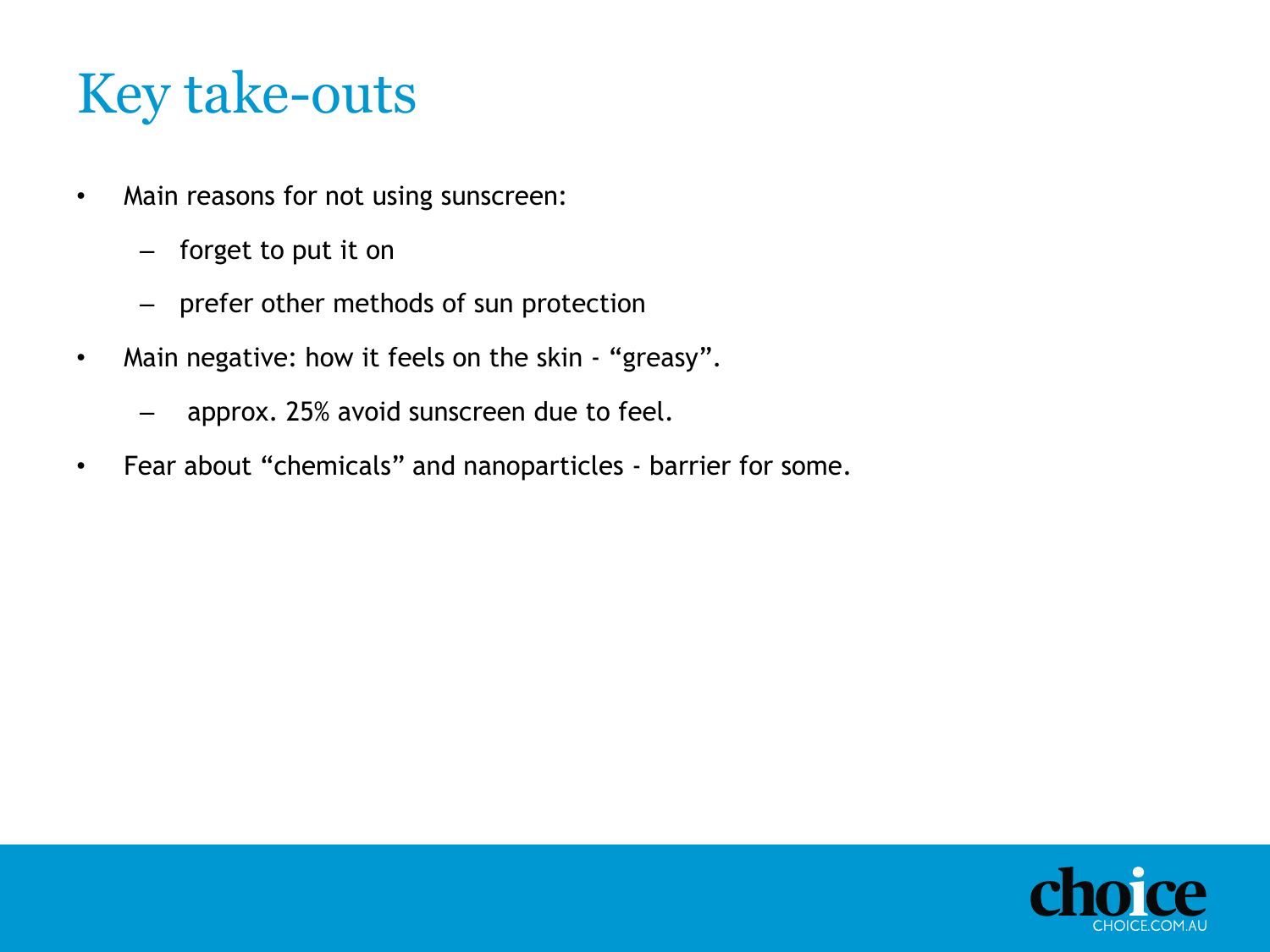# Key take-outs

- Main reasons for not using sunscreen:
  - forget to put it on
  - prefer other methods of sun protection
- Main negative: how it feels on the skin - “greasy”.
  - approx. 25% avoid sunscreen due to feel.
- Fear about “chemicals” and nanoparticles - barrier for some.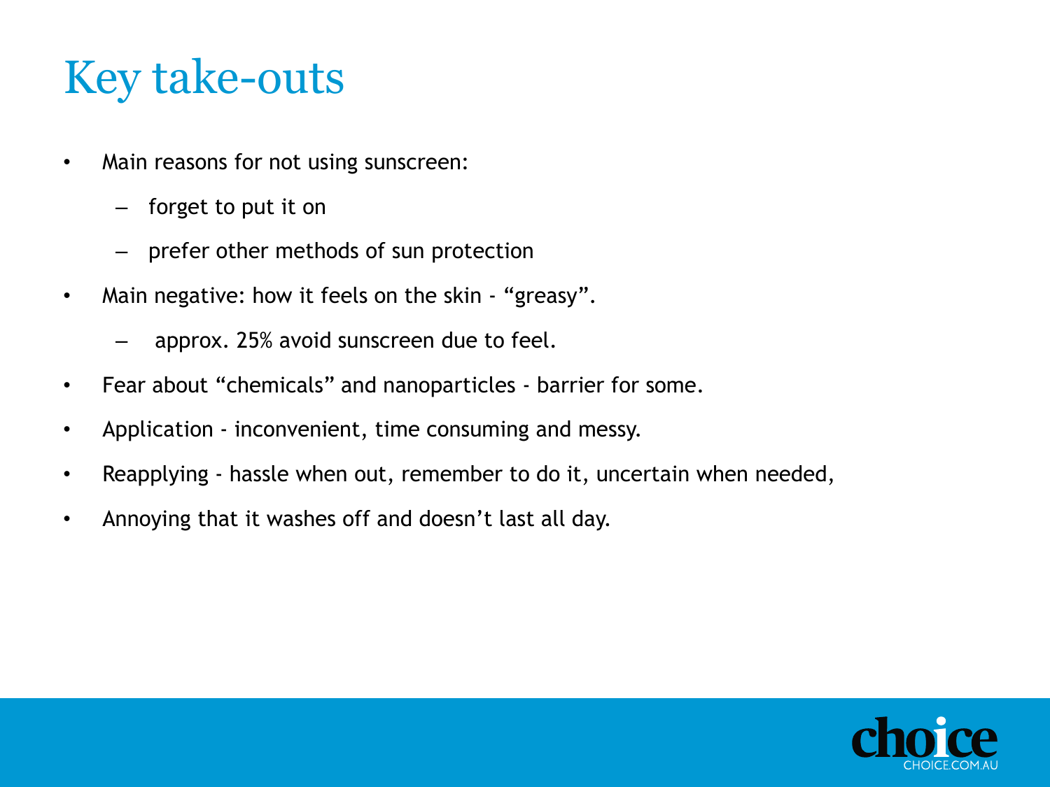# Key take-outs

- Main reasons for not using sunscreen:
  - forget to put it on
  - prefer other methods of sun protection
- Main negative: how it feels on the skin - “greasy”.
  - approx. 25% avoid sunscreen due to feel.
- Fear about “chemicals” and nanoparticles - barrier for some.
- Application - inconvenient, time consuming and messy.
- Reapplying - hassle when out, remember to do it, uncertain when needed,
- Annoying that it washes off and doesn’t last all day.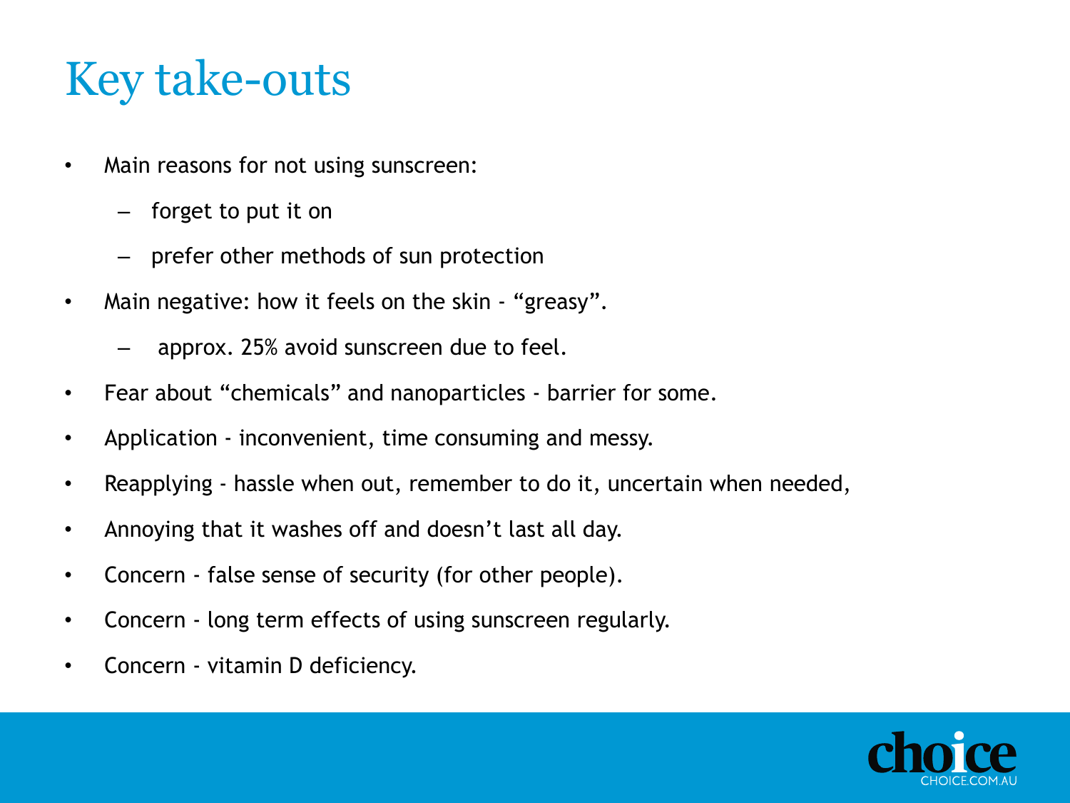# Key take-outs

- Main reasons for not using sunscreen:
  - forget to put it on
  - prefer other methods of sun protection
- Main negative: how it feels on the skin - “greasy”.
  - approx. 25% avoid sunscreen due to feel.
- Fear about “chemicals” and nanoparticles - barrier for some.
- Application - inconvenient, time consuming and messy.
- Reapplying - hassle when out, remember to do it, uncertain when needed,
- Annoying that it washes off and doesn’t last all day.
- Concern - false sense of security (for other people).
- Concern - long term effects of using sunscreen regularly.
- Concern - vitamin D deficiency.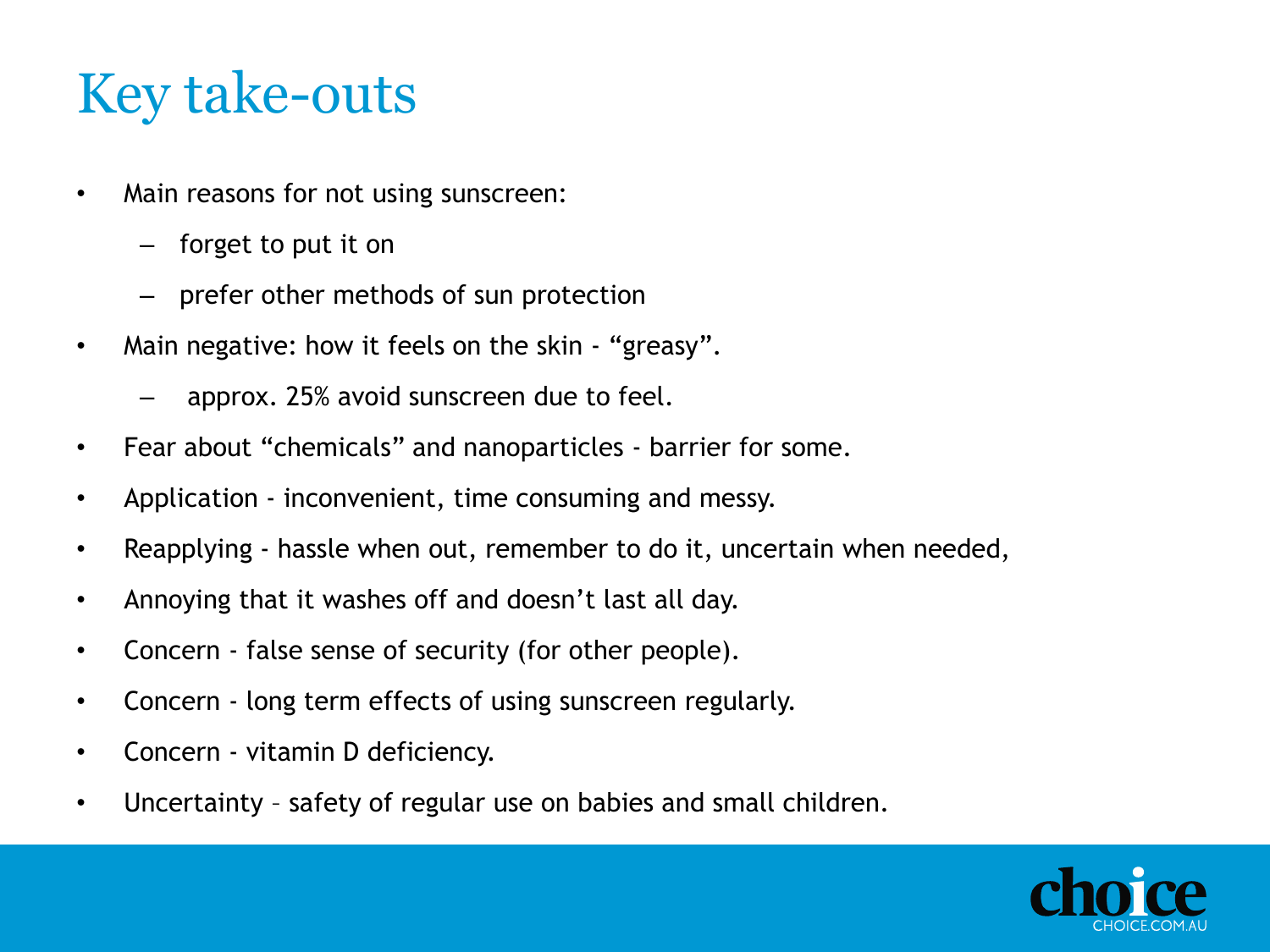# Key take-outs

- Main reasons for not using sunscreen:
  - forget to put it on
  - prefer other methods of sun protection
- Main negative: how it feels on the skin - “greasy”.
  - approx. 25% avoid sunscreen due to feel.
- Fear about “chemicals” and nanoparticles - barrier for some.
- Application - inconvenient, time consuming and messy.
- Reapplying - hassle when out, remember to do it, uncertain when needed,
- Annoying that it washes off and doesn’t last all day.
- Concern - false sense of security (for other people).
- Concern - long term effects of using sunscreen regularly.
- Concern - vitamin D deficiency.
- Uncertainty – safety of regular use on babies and small children.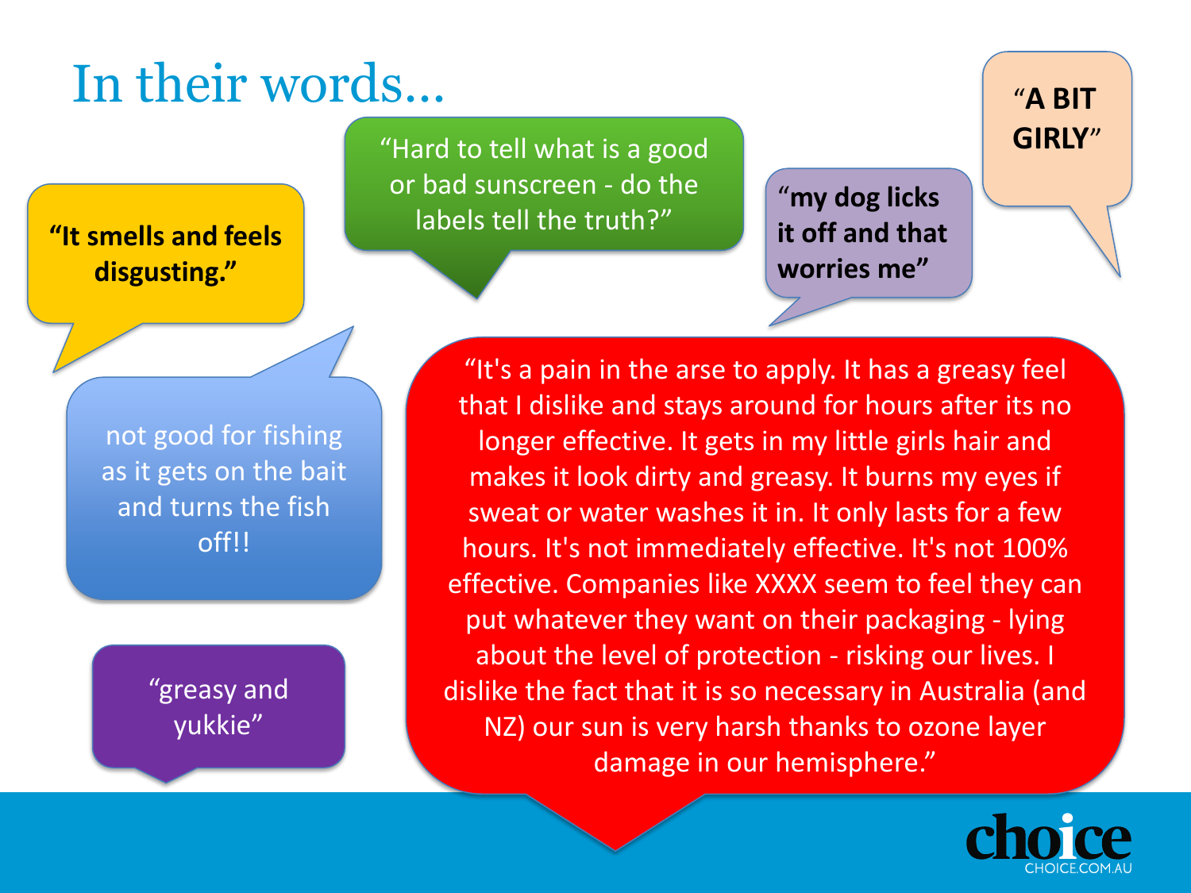# In their words…

**"It smells and feels disgusting."**

"Hard to tell what is a good or bad sunscreen - do the labels tell the truth?"

**"my dog licks it off and that worries me"**

**"A BIT GIRLY"**

not good for fishing as it gets on the bait and turns the fish off!!

"It's a pain in the arse to apply. It has a greasy feel that I dislike and stays around for hours after its no longer effective. It gets in my little girls hair and makes it look dirty and greasy. It burns my eyes if sweat or water washes it in. It only lasts for a few hours. It's not immediately effective. It's not 100% effective. Companies like XXXX seem to feel they can put whatever they want on their packaging - lying about the level of protection - risking our lives. I dislike the fact that it is so necessary in Australia (and NZ) our sun is very harsh thanks to ozone layer damage in our hemisphere."

"greasy and yukkie"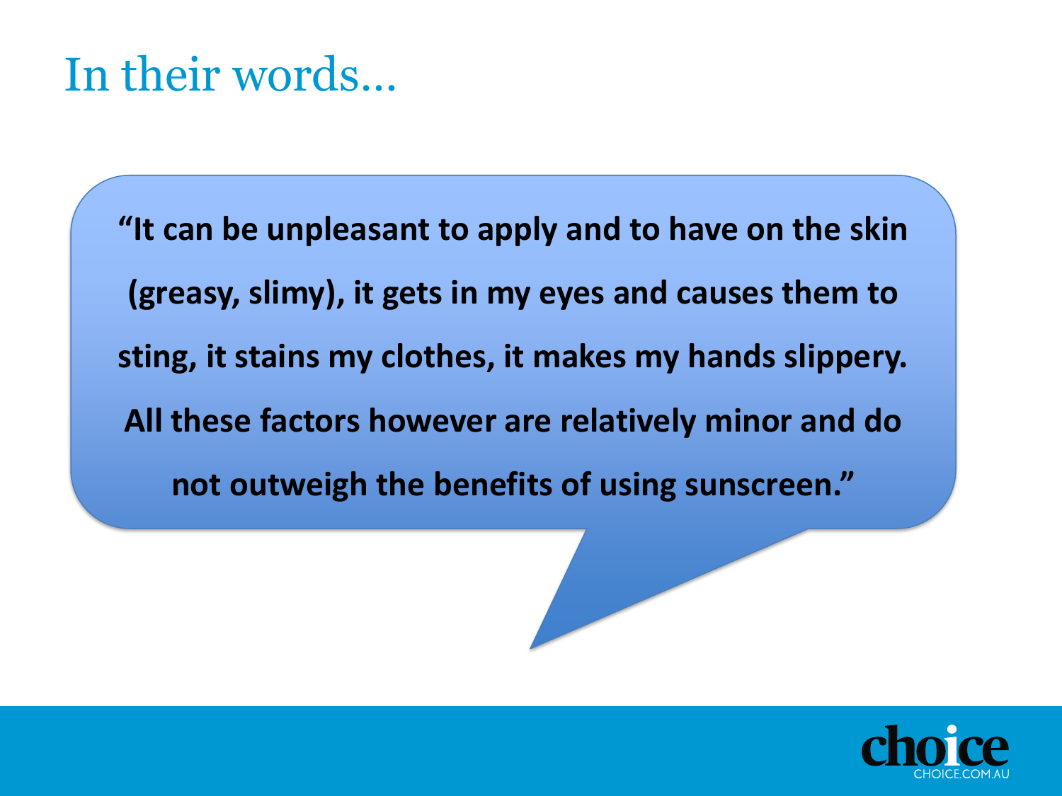# In their words…

**"It can be unpleasant to apply and to have on the skin (greasy, slimy), it gets in my eyes and causes them to sting, it stains my clothes, it makes my hands slippery. All these factors however are relatively minor and do not outweigh the benefits of using sunscreen."**